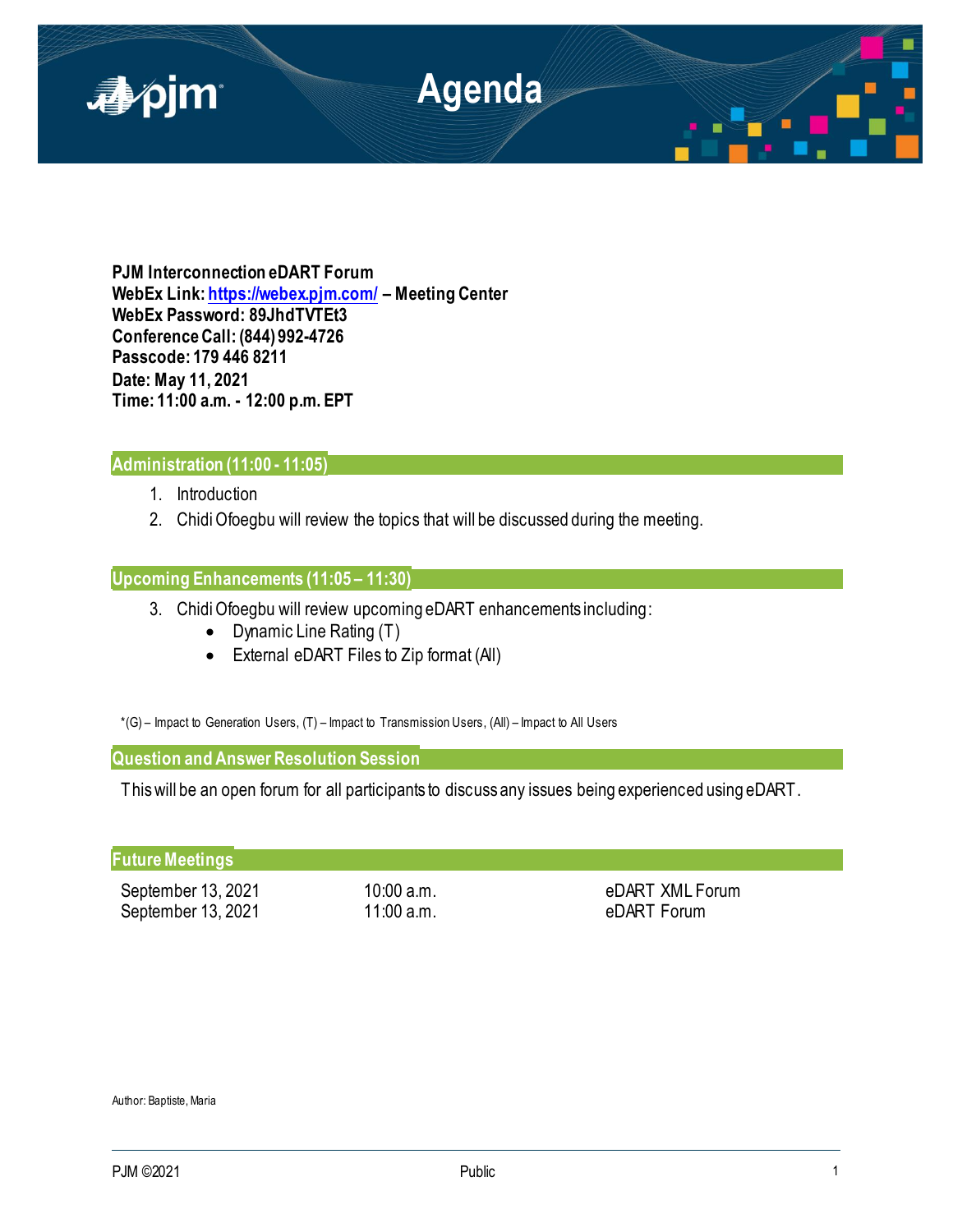# Agenda

**PJM Interconnection eDART Forum**
**WebEx Link: [https://webex.pjm.com/](https://webex.pjm.com/) – Meeting Center**
**WebEx Password: 89JhdTVTEt3**
**Conference Call: (844) 992-4726**
**Passcode: 179 446 8211**
**Date: May 11, 2021**
**Time: 11:00 a.m. - 12:00 p.m. EPT**

## Administration (11:00 - 11:05)

1. Introduction
2. Chidi Ofoegbu will review the topics that will be discussed during the meeting.

## Upcoming Enhancements (11:05 – 11:30)

3. Chidi Ofoegbu will review upcoming eDART enhancements including:
   - Dynamic Line Rating (T)
   - External eDART Files to Zip format (All)

*(G) – Impact to Generation Users, (T) – Impact to Transmission Users, (All) – Impact to All Users

## Question and Answer Resolution Session

This will be an open forum for all participants to discuss any issues being experienced using eDART.

## Future Meetings

| | | |
|---|---|---|
| September 13, 2021 | 10:00 a.m. | eDART XML Forum |
| September 13, 2021 | 11:00 a.m. | eDART Forum |

Author: Baptiste, Maria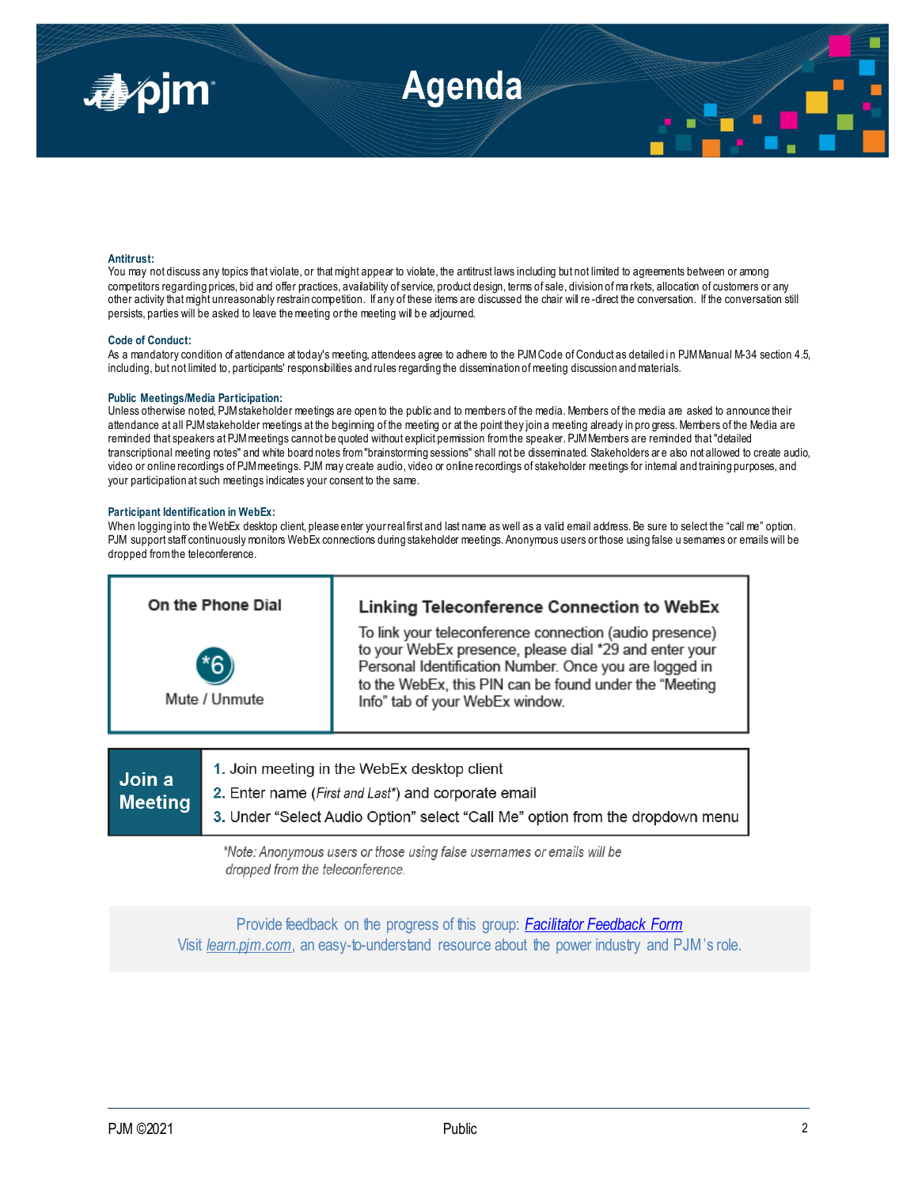# Agenda

**Antitrust:**
You may not discuss any topics that violate, or that might appear to violate, the antitrust laws including but not limited to agreements between or among competitors regarding prices, bid and offer practices, availability of service, product design, terms of sale, division of markets, allocation of customers or any other activity that might unreasonably restrain competition. If any of these items are discussed the chair will re-direct the conversation. If the conversation still persists, parties will be asked to leave the meeting or the meeting will be adjourned.

**Code of Conduct:**
As a mandatory condition of attendance at today's meeting, attendees agree to adhere to the PJM Code of Conduct as detailed in PJM Manual M-34 section 4.5, including, but not limited to, participants' responsibilities and rules regarding the dissemination of meeting discussion and materials.

**Public Meetings/Media Participation:**
Unless otherwise noted, PJM stakeholder meetings are open to the public and to members of the media. Members of the media are asked to announce their attendance at all PJM stakeholder meetings at the beginning of the meeting or at the point they join a meeting already in progress. Members of the Media are reminded that speakers at PJM meetings cannot be quoted without explicit permission from the speaker. PJM Members are reminded that "detailed transcriptional meeting notes" and white board notes from "brainstorming sessions" shall not be disseminated. Stakeholders are also not allowed to create audio, video or online recordings of PJM meetings. PJM may create audio, video or online recordings of stakeholder meetings for internal and training purposes, and your participation at such meetings indicates your consent to the same.

**Participant Identification in WebEx:**
When logging into the WebEx desktop client, please enter your real first and last name as well as a valid email address. Be sure to select the "call me" option. PJM support staff continuously monitors WebEx connections during stakeholder meetings. Anonymous users or those using false usernames or emails will be dropped from the teleconference.

**On the Phone Dial**

*6

Mute / Unmute

**Linking Teleconference Connection to WebEx**

To link your teleconference connection (audio presence) to your WebEx presence, please dial *29 and enter your Personal Identification Number. Once you are logged in to the WebEx, this PIN can be found under the "Meeting Info" tab of your WebEx window.

**Join a Meeting**

1. Join meeting in the WebEx desktop client
2. Enter name (*First and Last**) and corporate email
3. Under "Select Audio Option" select "Call Me" option from the dropdown menu

*\*Note: Anonymous users or those using false usernames or emails will be dropped from the teleconference.*

Provide feedback on the progress of this group: [Facilitator Feedback Form]
Visit [learn.pjm.com], an easy-to-understand resource about the power industry and PJM's role.